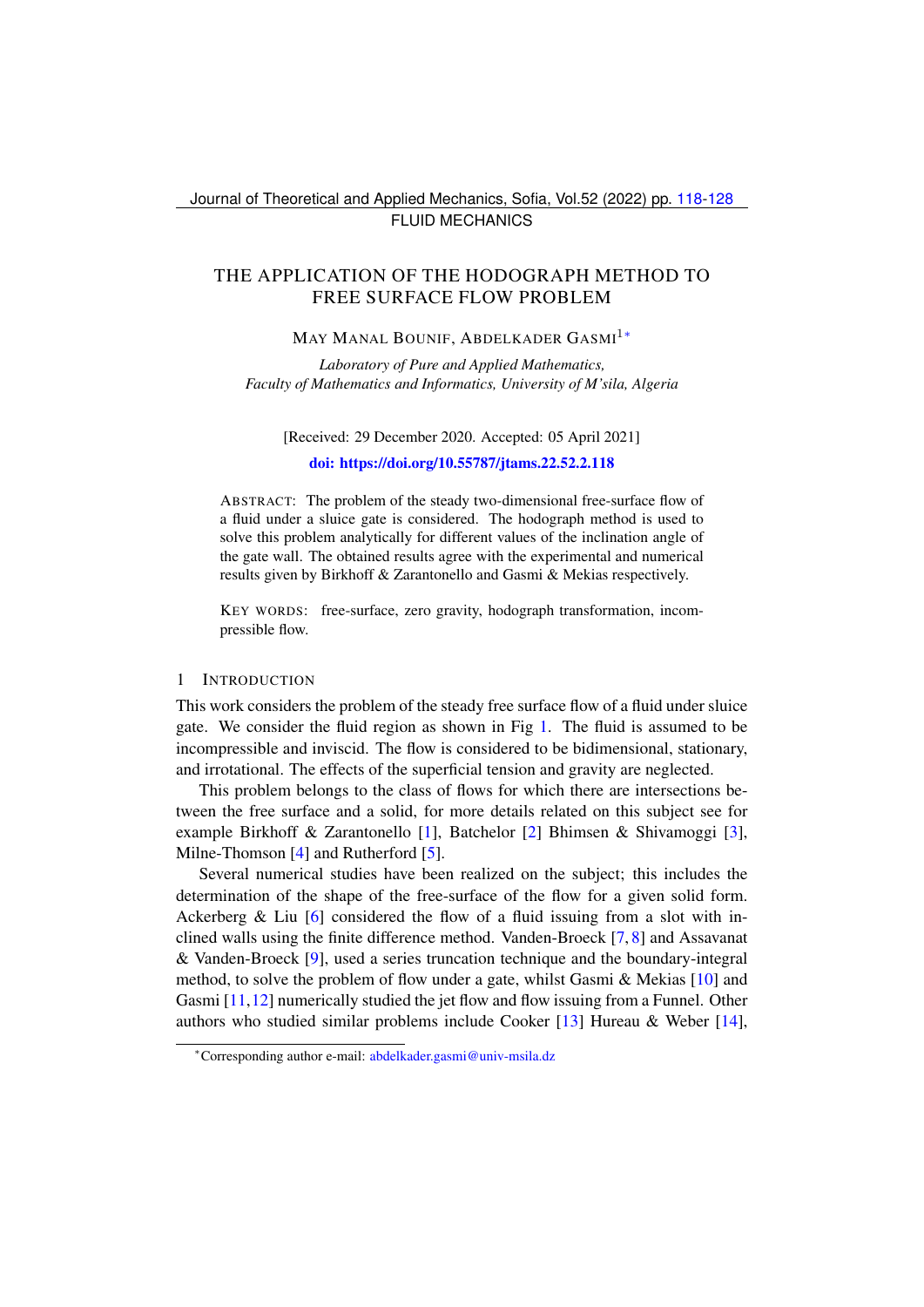FLUID MECHANICS

# THE APPLICATION OF THE HODOGRAPH METHOD TO FREE SURFACE FLOW PROBLEM

MAY MANAL BOUNIF, ABDELKADER GASMI[1*]

*Laboratory of Pure and Applied Mathematics,*
*Faculty of Mathematics and Informatics, University of M'sila, Algeria*

[Received: 29 December 2020. Accepted: 05 April 2021]

**doi: https://doi.org/10.55787/jtams.22.52.2.118**

ABSTRACT: The problem of the steady two-dimensional free-surface flow of a fluid under a sluice gate is considered. The hodograph method is used to solve this problem analytically for different values of the inclination angle of the gate wall. The obtained results agree with the experimental and numerical results given by Birkhoff & Zarantonello and Gasmi & Mekias respectively.

KEY WORDS: free-surface, zero gravity, hodograph transformation, incompressible flow.

## 1 INTRODUCTION

This work considers the problem of the steady free surface flow of a fluid under sluice gate. We consider the fluid region as shown in Fig 1. The fluid is assumed to be incompressible and inviscid. The flow is considered to be bidimensional, stationary, and irrotational. The effects of the superficial tension and gravity are neglected.

This problem belongs to the class of flows for which there are intersections between the free surface and a solid, for more details related on this subject see for example Birkhoff & Zarantonello [1], Batchelor [2] Bhimsen & Shivamoggi [3], Milne-Thomson [4] and Rutherford [5].

Several numerical studies have been realized on the subject; this includes the determination of the shape of the free-surface of the flow for a given solid form. Ackerberg & Liu [6] considered the flow of a fluid issuing from a slot with inclined walls using the finite difference method. Vanden-Broeck [7, 8] and Assavanat & Vanden-Broeck [9], used a series truncation technique and the boundary-integral method, to solve the problem of flow under a gate, whilst Gasmi & Mekias [10] and Gasmi [11,12] numerically studied the jet flow and flow issuing from a Funnel. Other authors who studied similar problems include Cooker [13] Hureau & Weber [14],

*Corresponding author e-mail: abdelkader.gasmi@univ-msila.dz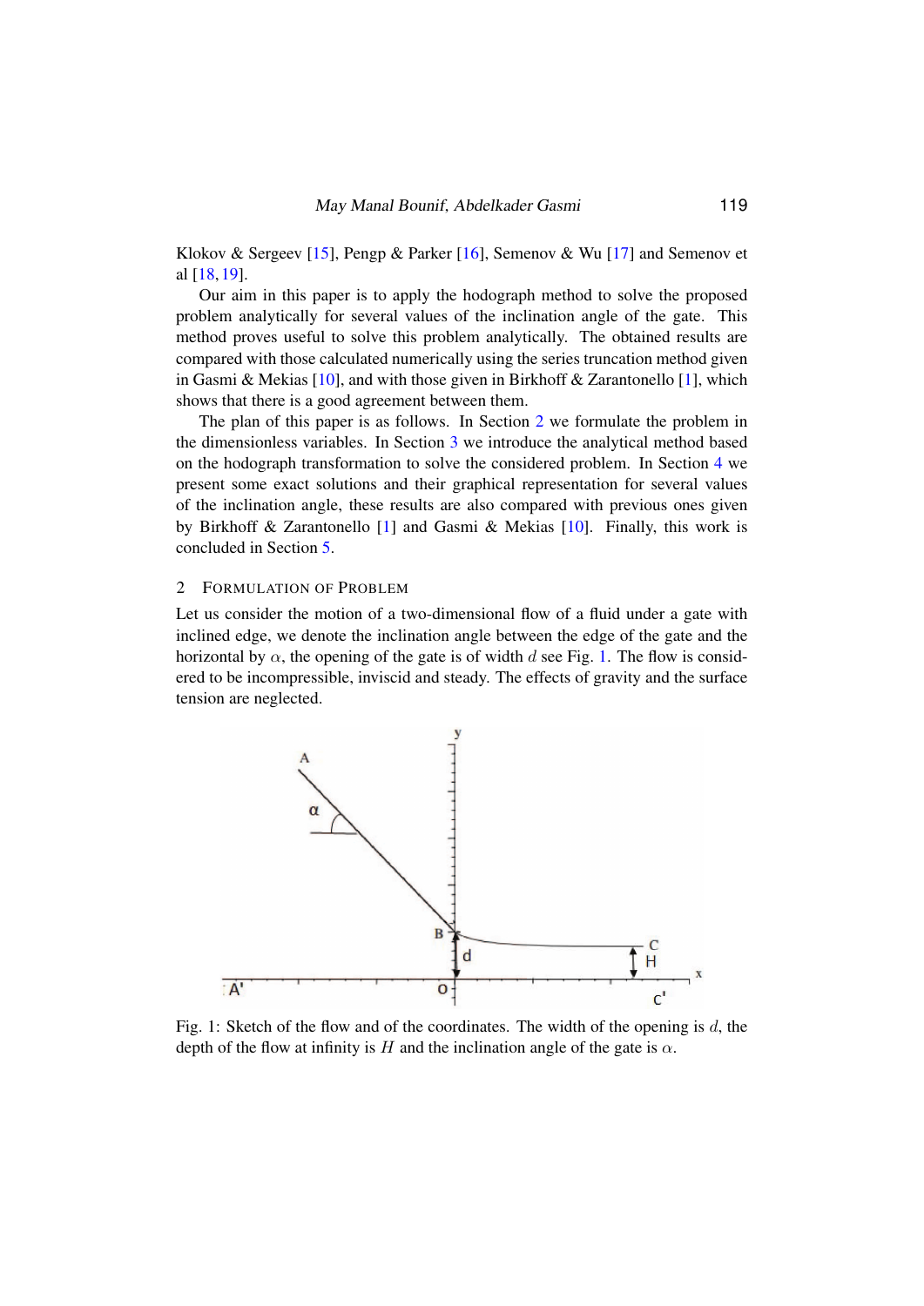Klokov & Sergeev [15], Pengp & Parker [16], Semenov & Wu [17] and Semenov et al [18, 19].

Our aim in this paper is to apply the hodograph method to solve the proposed problem analytically for several values of the inclination angle of the gate. This method proves useful to solve this problem analytically. The obtained results are compared with those calculated numerically using the series truncation method given in Gasmi & Mekias [10], and with those given in Birkhoff & Zarantonello [1], which shows that there is a good agreement between them.

The plan of this paper is as follows. In Section 2 we formulate the problem in the dimensionless variables. In Section 3 we introduce the analytical method based on the hodograph transformation to solve the considered problem. In Section 4 we present some exact solutions and their graphical representation for several values of the inclination angle, these results are also compared with previous ones given by Birkhoff & Zarantonello [1] and Gasmi & Mekias [10]. Finally, this work is concluded in Section 5.

## 2 Formulation of Problem

Let us consider the motion of a two-dimensional flow of a fluid under a gate with inclined edge, we denote the inclination angle between the edge of the gate and the horizontal by $\alpha$, the opening of the gate is of width $d$ see Fig. 1. The flow is considered to be incompressible, inviscid and steady. The effects of gravity and the surface tension are neglected.

Fig. 1: Sketch of the flow and of the coordinates. The width of the opening is $d$, the depth of the flow at infinity is $H$ and the inclination angle of the gate is $\alpha$.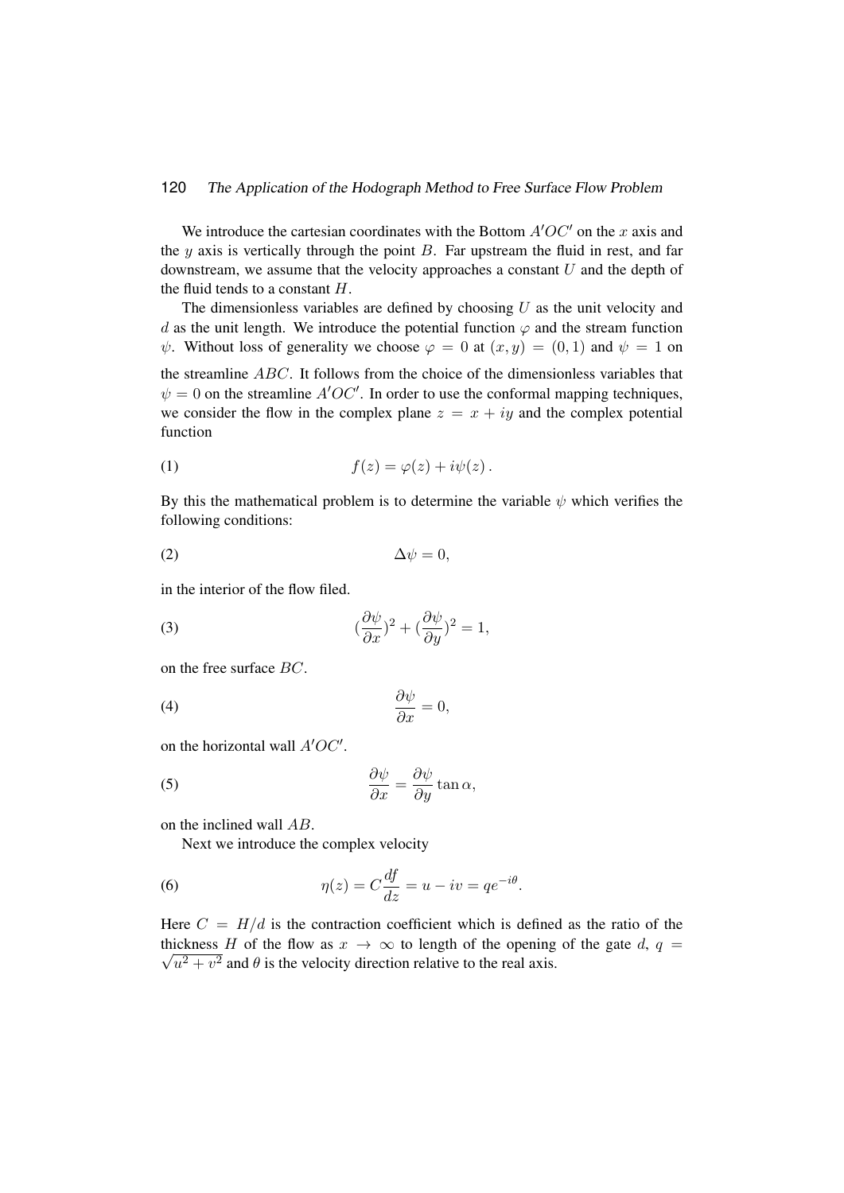We introduce the cartesian coordinates with the Bottom $A'OC'$ on the $x$ axis and the $y$ axis is vertically through the point $B$. Far upstream the fluid in rest, and far downstream, we assume that the velocity approaches a constant $U$ and the depth of the fluid tends to a constant $H$.

The dimensionless variables are defined by choosing $U$ as the unit velocity and $d$ as the unit length. We introduce the potential function $\varphi$ and the stream function $\psi$. Without loss of generality we choose $\varphi = 0$ at $(x, y) = (0, 1)$ and $\psi = 1$ on the streamline $ABC$. It follows from the choice of the dimensionless variables that $\psi = 0$ on the streamline $A'OC'$. In order to use the conformal mapping techniques, we consider the flow in the complex plane $z = x + iy$ and the complex potential function

$$f(z) = \varphi(z) + i\psi(z)\,. \tag{1}$$

By this the mathematical problem is to determine the variable $\psi$ which verifies the following conditions:

$$\Delta\psi = 0, \tag{2}$$

in the interior of the flow filed.

$$(\frac{\partial\psi}{\partial x})^2 + (\frac{\partial\psi}{\partial y})^2 = 1, \tag{3}$$

on the free surface $BC$.

$$\frac{\partial\psi}{\partial x} = 0, \tag{4}$$

on the horizontal wall $A'OC'$.

$$\frac{\partial\psi}{\partial x} = \frac{\partial\psi}{\partial y}\tan\alpha, \tag{5}$$

on the inclined wall $AB$.

Next we introduce the complex velocity

$$\eta(z) = C\frac{df}{dz} = u - iv = qe^{-i\theta}. \tag{6}$$

Here $C = H/d$ is the contraction coefficient which is defined as the ratio of the thickness $H$ of the flow as $x \to \infty$ to length of the opening of the gate $d$, $q = \sqrt{u^2 + v^2}$ and $\theta$ is the velocity direction relative to the real axis.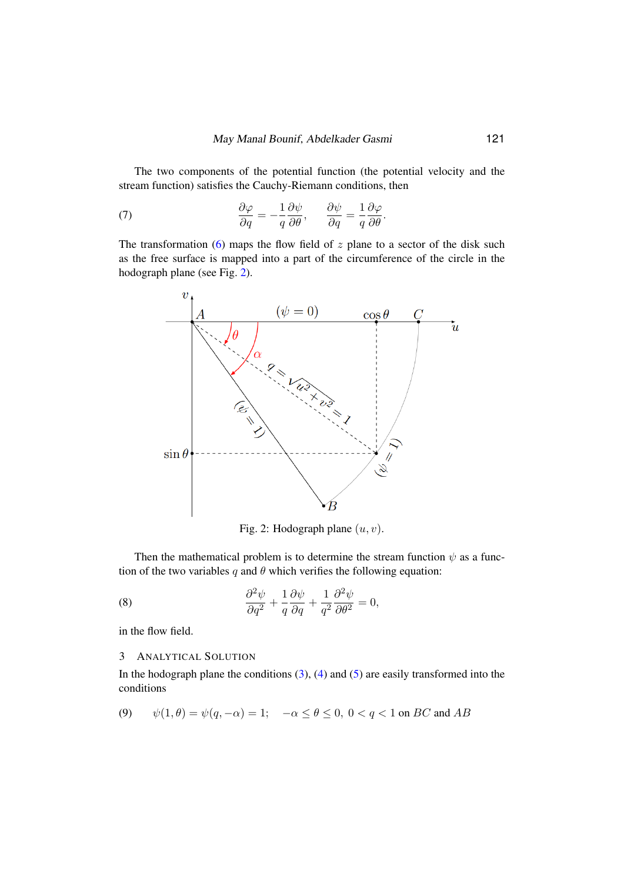The two components of the potential function (the potential velocity and the stream function) satisfies the Cauchy-Riemann conditions, then

$$\frac{\partial \varphi}{\partial q} = -\frac{1}{q}\frac{\partial \psi}{\partial \theta}, \qquad \frac{\partial \psi}{\partial q} = \frac{1}{q}\frac{\partial \varphi}{\partial \theta}. \tag{7}$$

The transformation (6) maps the flow field of $z$ plane to a sector of the disk such as the free surface is mapped into a part of the circumference of the circle in the hodograph plane (see Fig. 2).

Fig. 2: Hodograph plane $(u, v)$.

Then the mathematical problem is to determine the stream function $\psi$ as a function of the two variables $q$ and $\theta$ which verifies the following equation:

$$\frac{\partial^2 \psi}{\partial q^2} + \frac{1}{q}\frac{\partial \psi}{\partial q} + \frac{1}{q^2}\frac{\partial^2 \psi}{\partial \theta^2} = 0, \tag{8}$$

in the flow field.

## 3 Analytical Solution

In the hodograph plane the conditions (3), (4) and (5) are easily transformed into the conditions

$$\psi(1, \theta) = \psi(q, -\alpha) = 1; \quad -\alpha \leq \theta \leq 0, \; 0 < q < 1 \text{ on } BC \text{ and } AB \tag{9}$$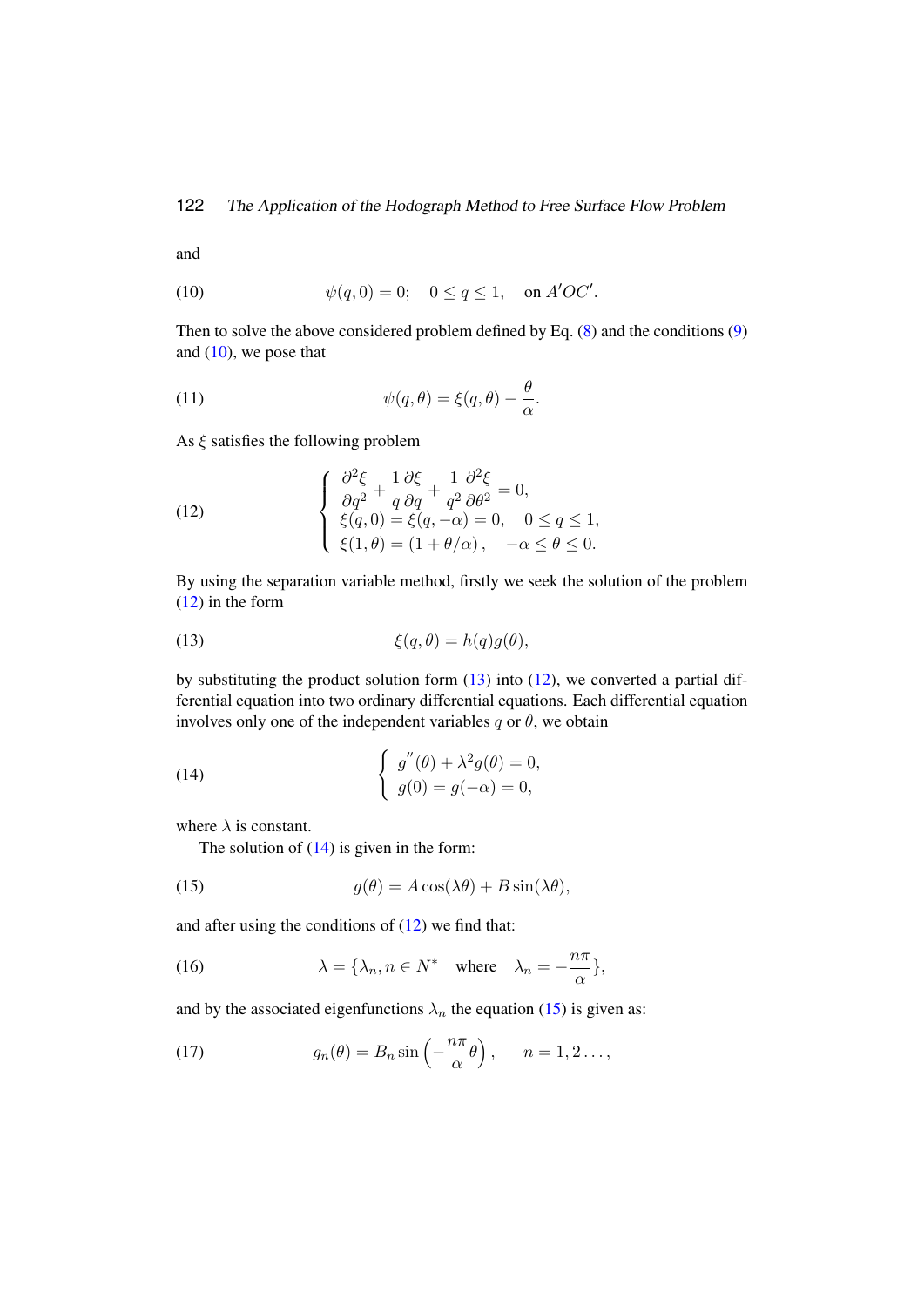and

$$\psi(q,0) = 0; \quad 0 \le q \le 1, \quad \text{on } A'OC'. \tag{10}$$

Then to solve the above considered problem defined by Eq. (8) and the conditions (9) and (10), we pose that

$$\psi(q,\theta) = \xi(q,\theta) - \frac{\theta}{\alpha}. \tag{11}$$

As $\xi$ satisfies the following problem

$$\begin{cases} \dfrac{\partial^2 \xi}{\partial q^2} + \dfrac{1}{q}\dfrac{\partial \xi}{\partial q} + \dfrac{1}{q^2}\dfrac{\partial^2 \xi}{\partial \theta^2} = 0, \\ \xi(q,0) = \xi(q,-\alpha) = 0, \quad 0 \le q \le 1, \\ \xi(1,\theta) = (1 + \theta/\alpha), \quad -\alpha \le \theta \le 0. \end{cases} \tag{12}$$

By using the separation variable method, firstly we seek the solution of the problem (12) in the form

$$\xi(q,\theta) = h(q)g(\theta), \tag{13}$$

by substituting the product solution form (13) into (12), we converted a partial differential equation into two ordinary differential equations. Each differential equation involves only one of the independent variables $q$ or $\theta$, we obtain

$$\begin{cases} g''(\theta) + \lambda^2 g(\theta) = 0, \\ g(0) = g(-\alpha) = 0, \end{cases} \tag{14}$$

where $\lambda$ is constant.

The solution of (14) is given in the form:

$$g(\theta) = A\cos(\lambda\theta) + B\sin(\lambda\theta), \tag{15}$$

and after using the conditions of (12) we find that:

$$\lambda = \{\lambda_n, n \in N^* \quad \text{where} \quad \lambda_n = -\frac{n\pi}{\alpha}\}, \tag{16}$$

and by the associated eigenfunctions $\lambda_n$ the equation (15) is given as:

$$g_n(\theta) = B_n \sin\left(-\frac{n\pi}{\alpha}\theta\right), \quad n = 1, 2 \ldots, \tag{17}$$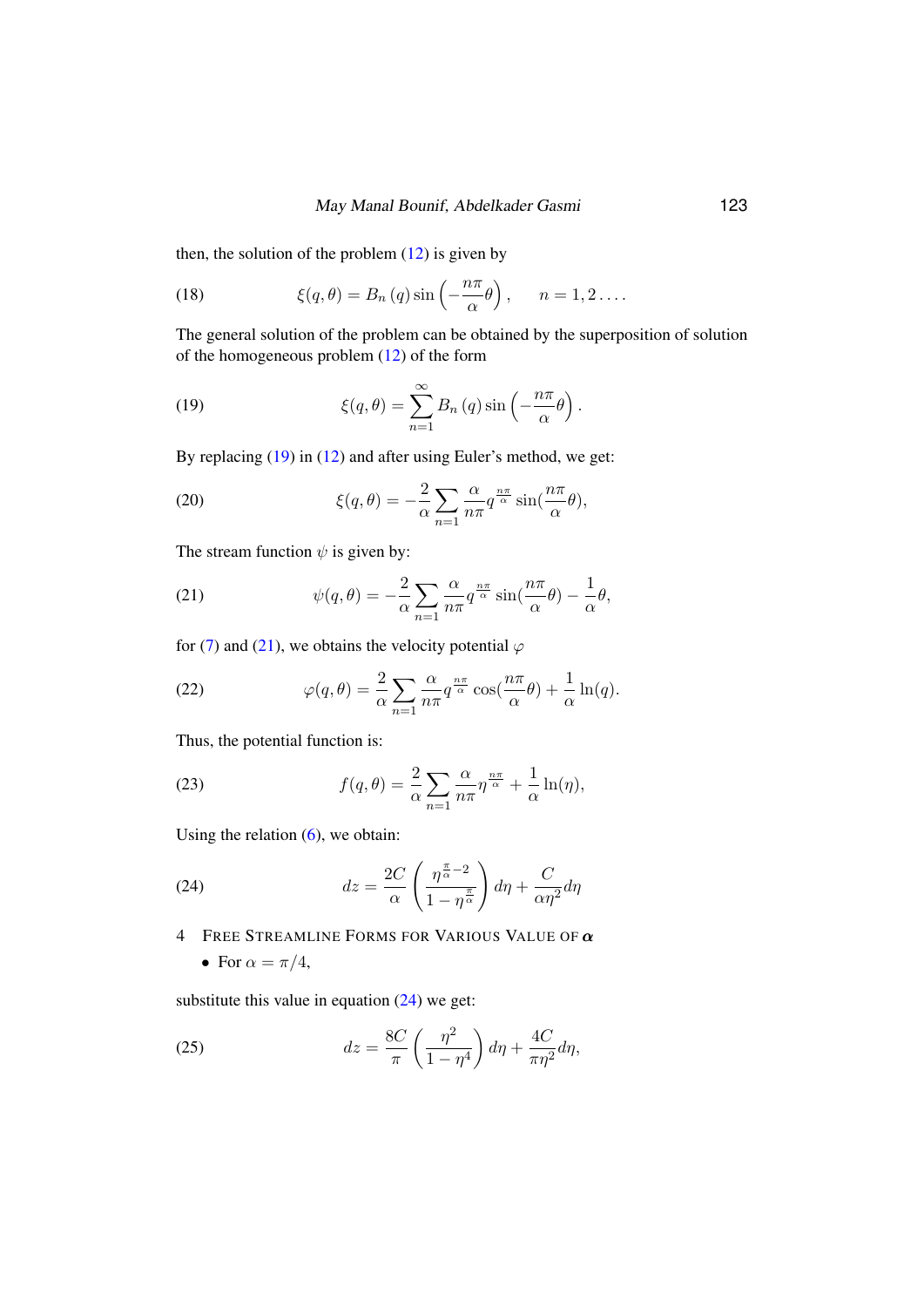then, the solution of the problem (12) is given by

$$\xi(q,\theta) = B_n(q)\sin\left(-\frac{n\pi}{\alpha}\theta\right), \qquad n = 1, 2 \ldots . \tag{18}$$

The general solution of the problem can be obtained by the superposition of solution of the homogeneous problem (12) of the form

$$\xi(q,\theta) = \sum_{n=1}^{\infty} B_n(q)\sin\left(-\frac{n\pi}{\alpha}\theta\right). \tag{19}$$

By replacing (19) in (12) and after using Euler's method, we get:

$$\xi(q,\theta) = -\frac{2}{\alpha}\sum_{n=1} \frac{\alpha}{n\pi} q^{\frac{n\pi}{\alpha}} \sin(\frac{n\pi}{\alpha}\theta), \tag{20}$$

The stream function $\psi$ is given by:

$$\psi(q,\theta) = -\frac{2}{\alpha}\sum_{n=1} \frac{\alpha}{n\pi} q^{\frac{n\pi}{\alpha}} \sin(\frac{n\pi}{\alpha}\theta) - \frac{1}{\alpha}\theta, \tag{21}$$

for (7) and (21), we obtains the velocity potential $\varphi$

$$\varphi(q,\theta) = \frac{2}{\alpha}\sum_{n=1} \frac{\alpha}{n\pi} q^{\frac{n\pi}{\alpha}} \cos(\frac{n\pi}{\alpha}\theta) + \frac{1}{\alpha}\ln(q). \tag{22}$$

Thus, the potential function is:

$$f(q,\theta) = \frac{2}{\alpha}\sum_{n=1} \frac{\alpha}{n\pi} \eta^{\frac{n\pi}{\alpha}} + \frac{1}{\alpha}\ln(\eta), \tag{23}$$

Using the relation (6), we obtain:

$$dz = \frac{2C}{\alpha}\left(\frac{\eta^{\frac{\pi}{\alpha}-2}}{1-\eta^{\frac{\pi}{\alpha}}}\right)d\eta + \frac{C}{\alpha\eta^2}d\eta \tag{24}$$

## 4 Free Streamline Forms for Various Value of $\boldsymbol{\alpha}$

- For $\alpha = \pi/4$,

substitute this value in equation (24) we get:

$$dz = \frac{8C}{\pi}\left(\frac{\eta^2}{1-\eta^4}\right)d\eta + \frac{4C}{\pi\eta^2}d\eta, \tag{25}$$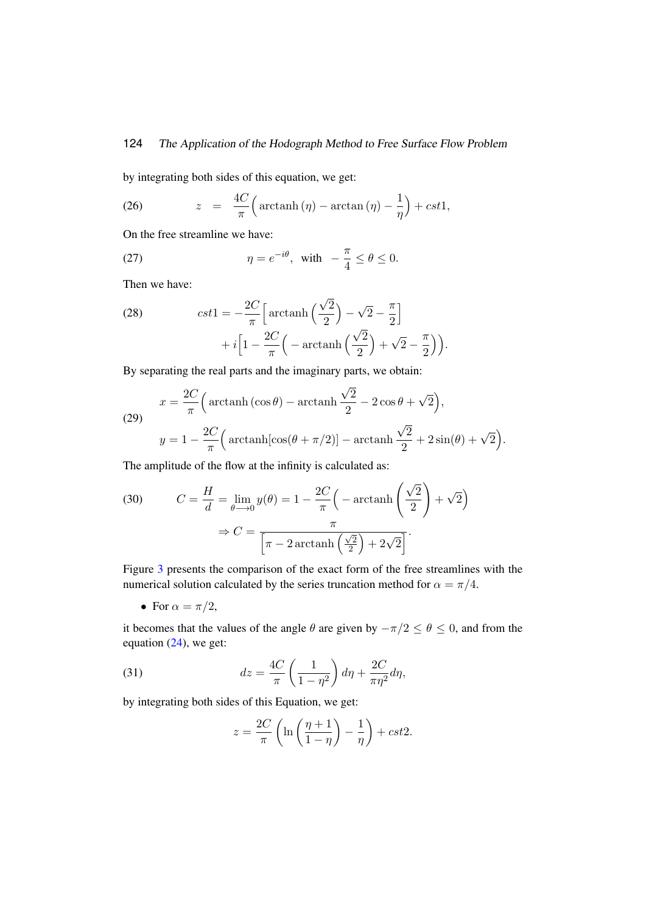by integrating both sides of this equation, we get:

$$z = \frac{4C}{\pi}\Big(\operatorname{arctanh}(\eta) - \arctan(\eta) - \frac{1}{\eta}\Big) + cst1, \tag{26}$$

On the free streamline we have:

$$\eta = e^{-i\theta}, \text{ with } -\frac{\pi}{4} \leq \theta \leq 0. \tag{27}$$

Then we have:

$$\begin{aligned} cst1 = &-\frac{2C}{\pi}\Big[\operatorname{arctanh}\Big(\frac{\sqrt{2}}{2}\Big) - \sqrt{2} - \frac{\pi}{2}\Big] \\ &+ i\Big[1 - \frac{2C}{\pi}\Big(-\operatorname{arctanh}\Big(\frac{\sqrt{2}}{2}\Big) + \sqrt{2} - \frac{\pi}{2}\Big)\Big]. \end{aligned} \tag{28}$$

By separating the real parts and the imaginary parts, we obtain:

$$\begin{aligned} x &= \frac{2C}{\pi}\Big(\operatorname{arctanh}(\cos\theta) - \operatorname{arctanh}\frac{\sqrt{2}}{2} - 2\cos\theta + \sqrt{2}\Big), \\ y &= 1 - \frac{2C}{\pi}\Big(\operatorname{arctanh}[\cos(\theta + \pi/2)] - \operatorname{arctanh}\frac{\sqrt{2}}{2} + 2\sin(\theta) + \sqrt{2}\Big). \end{aligned} \tag{29}$$

The amplitude of the flow at the infinity is calculated as:

$$\begin{aligned} C = \frac{H}{d} = \lim_{\theta \longrightarrow 0} y(\theta) = 1 - \frac{2C}{\pi}\Big(-\operatorname{arctanh}\left(\frac{\sqrt{2}}{2}\right) + \sqrt{2}\Big) \\ \Rightarrow C = \frac{\pi}{\left[\pi - 2\operatorname{arctanh}\left(\frac{\sqrt{2}}{2}\right) + 2\sqrt{2}\right]}. \end{aligned} \tag{30}$$

Figure 3 presents the comparison of the exact form of the free streamlines with the numerical solution calculated by the series truncation method for $\alpha = \pi/4$.

- For $\alpha = \pi/2$,

it becomes that the values of the angle $\theta$ are given by $-\pi/2 \leq \theta \leq 0$, and from the equation (24), we get:

$$dz = \frac{4C}{\pi}\left(\frac{1}{1-\eta^2}\right)d\eta + \frac{2C}{\pi\eta^2}d\eta, \tag{31}$$

by integrating both sides of this Equation, we get:

$$z = \frac{2C}{\pi}\left(\ln\left(\frac{\eta+1}{1-\eta}\right) - \frac{1}{\eta}\right) + cst2.$$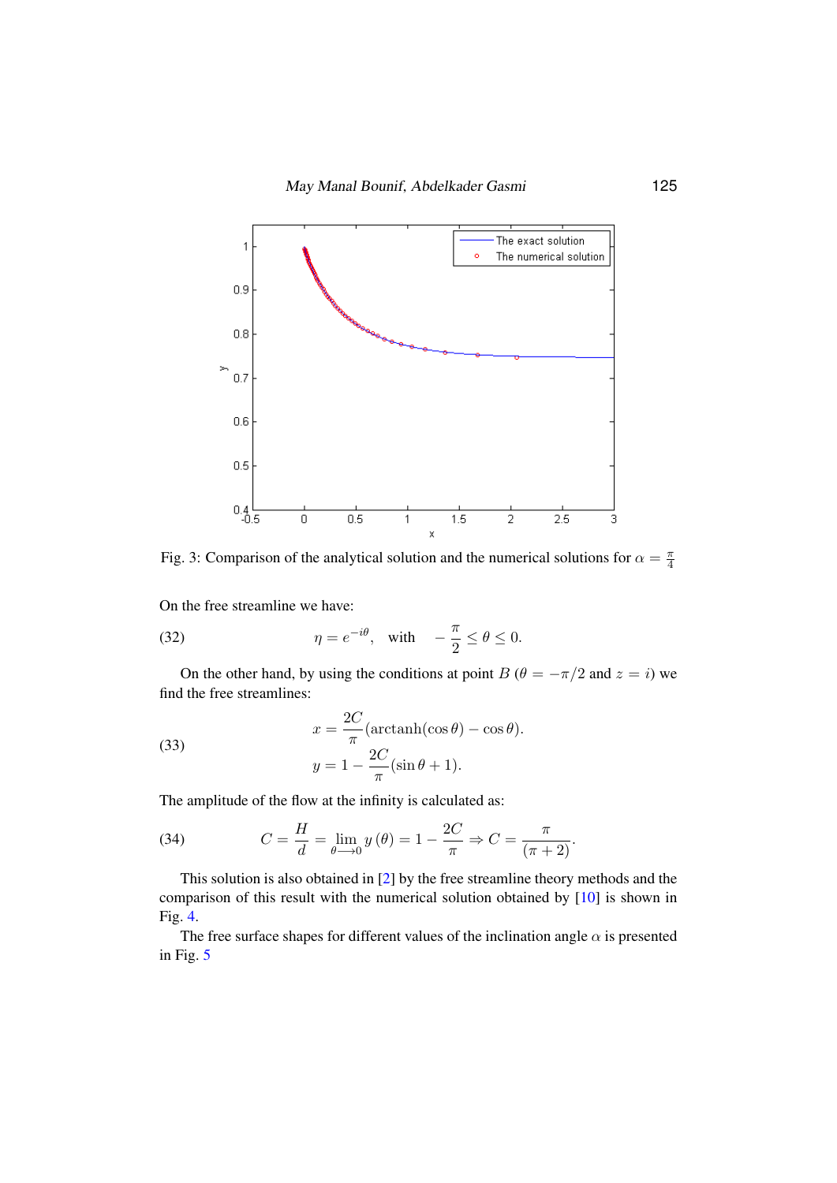Fig. 3: Comparison of the analytical solution and the numerical solutions for $\alpha = \frac{\pi}{4}$

On the free streamline we have:

$$\eta = e^{-i\theta}, \quad \text{with} \quad -\frac{\pi}{2} \leq \theta \leq 0. \tag{32}$$

On the other hand, by using the conditions at point $B$ ($\theta = -\pi/2$ and $z = i$) we find the free streamlines:

$$\begin{aligned} x &= \frac{2C}{\pi}(\operatorname{arctanh}(\cos\theta) - \cos\theta). \\ y &= 1 - \frac{2C}{\pi}(\sin\theta + 1). \end{aligned} \tag{33}$$

The amplitude of the flow at the infinity is calculated as:

$$C = \frac{H}{d} = \lim_{\theta \longrightarrow 0} y(\theta) = 1 - \frac{2C}{\pi} \Rightarrow C = \frac{\pi}{(\pi + 2)}. \tag{34}$$

This solution is also obtained in [2] by the free streamline theory methods and the comparison of this result with the numerical solution obtained by [10] is shown in Fig. 4.

The free surface shapes for different values of the inclination angle $\alpha$ is presented in Fig. 5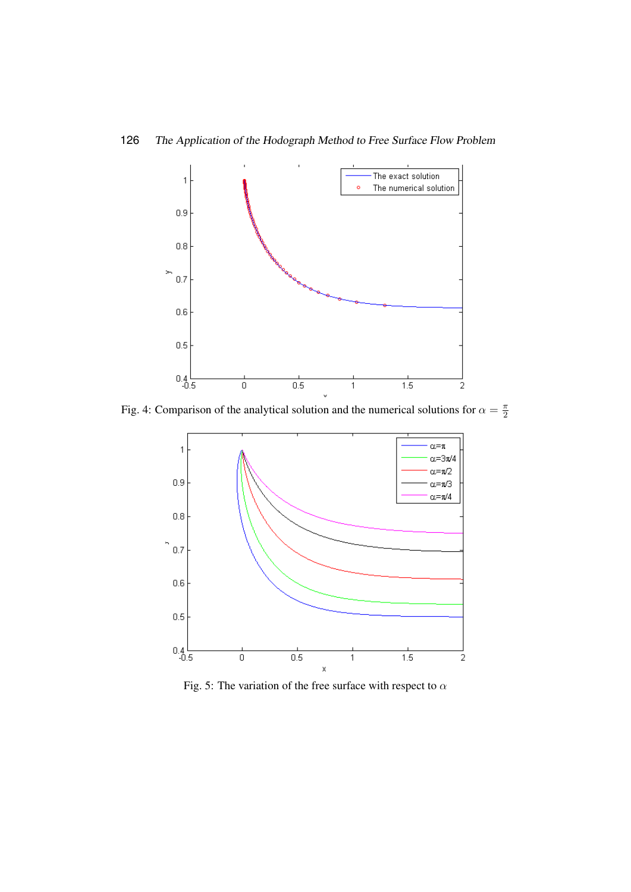Fig. 4: Comparison of the analytical solution and the numerical solutions for $\alpha = \frac{\pi}{2}$

Fig. 5: The variation of the free surface with respect to $\alpha$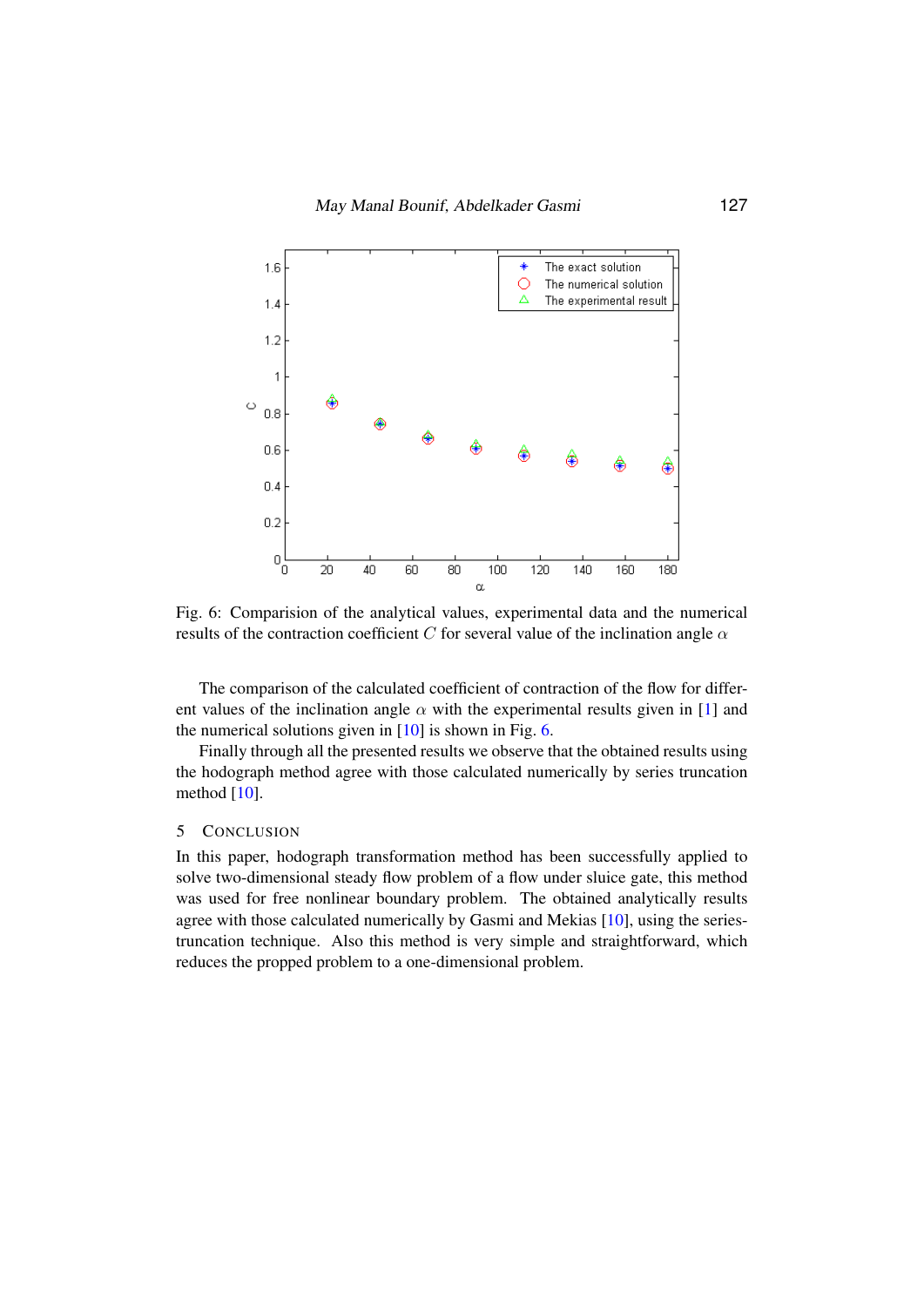Fig. 6: Comparision of the analytical values, experimental data and the numerical results of the contraction coefficient $C$ for several value of the inclination angle $\alpha$

The comparison of the calculated coefficient of contraction of the flow for different values of the inclination angle $\alpha$ with the experimental results given in [1] and the numerical solutions given in [10] is shown in Fig. 6.

Finally through all the presented results we observe that the obtained results using the hodograph method agree with those calculated numerically by series truncation method [10].

## 5 Conclusion

In this paper, hodograph transformation method has been successfully applied to solve two-dimensional steady flow problem of a flow under sluice gate, this method was used for free nonlinear boundary problem. The obtained analytically results agree with those calculated numerically by Gasmi and Mekias [10], using the series-truncation technique. Also this method is very simple and straightforward, which reduces the propped problem to a one-dimensional problem.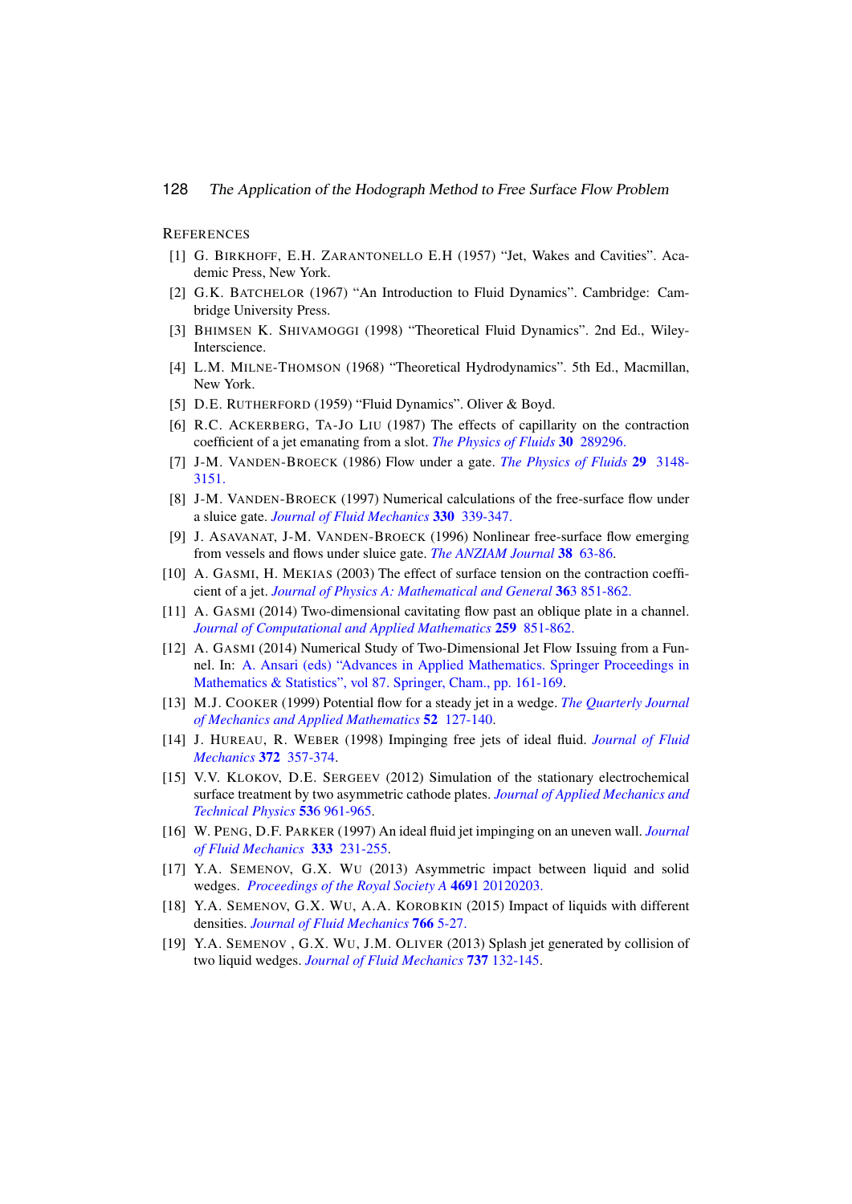## REFERENCES

[1] G. BIRKHOFF, E.H. ZARANTONELLO E.H (1957) "Jet, Wakes and Cavities". Academic Press, New York.

[2] G.K. BATCHELOR (1967) "An Introduction to Fluid Dynamics". Cambridge: Cambridge University Press.

[3] BHIMSEN K. SHIVAMOGGI (1998) "Theoretical Fluid Dynamics". 2nd Ed., Wiley-Interscience.

[4] L.M. MILNE-THOMSON (1968) "Theoretical Hydrodynamics". 5th Ed., Macmillan, New York.

[5] D.E. RUTHERFORD (1959) "Fluid Dynamics". Oliver & Boyd.

[6] R.C. ACKERBERG, TA-JO LIU (1987) The effects of capillarity on the contraction coefficient of a jet emanating from a slot. *The Physics of Fluids* **30** 289296.

[7] J-M. VANDEN-BROECK (1986) Flow under a gate. *The Physics of Fluids* **29** 3148-3151.

[8] J-M. VANDEN-BROECK (1997) Numerical calculations of the free-surface flow under a sluice gate. *Journal of Fluid Mechanics* **330** 339-347.

[9] J. ASAVANAT, J-M. VANDEN-BROECK (1996) Nonlinear free-surface flow emerging from vessels and flows under sluice gate. *The ANZIAM Journal* **38** 63-86.

[10] A. GASMI, H. MEKIAS (2003) The effect of surface tension on the contraction coefficient of a jet. *Journal of Physics A: Mathematical and General* **36**3 851-862.

[11] A. GASMI (2014) Two-dimensional cavitating flow past an oblique plate in a channel. *Journal of Computational and Applied Mathematics* **259** 851-862.

[12] A. GASMI (2014) Numerical Study of Two-Dimensional Jet Flow Issuing from a Funnel. In: A. Ansari (eds) "Advances in Applied Mathematics. Springer Proceedings in Mathematics & Statistics", vol 87. Springer, Cham., pp. 161-169.

[13] M.J. COOKER (1999) Potential flow for a steady jet in a wedge. *The Quarterly Journal of Mechanics and Applied Mathematics* **52** 127-140.

[14] J. HUREAU, R. WEBER (1998) Impinging free jets of ideal fluid. *Journal of Fluid Mechanics* **372** 357-374.

[15] V.V. KLOKOV, D.E. SERGEEV (2012) Simulation of the stationary electrochemical surface treatment by two asymmetric cathode plates. *Journal of Applied Mechanics and Technical Physics* **53**6 961-965.

[16] W. PENG, D.F. PARKER (1997) An ideal fluid jet impinging on an uneven wall. *Journal of Fluid Mechanics* **333** 231-255.

[17] Y.A. SEMENOV, G.X. WU (2013) Asymmetric impact between liquid and solid wedges. *Proceedings of the Royal Society A* **469**1 20120203.

[18] Y.A. SEMENOV, G.X. WU, A.A. KOROBKIN (2015) Impact of liquids with different densities. *Journal of Fluid Mechanics* **766** 5-27.

[19] Y.A. SEMENOV , G.X. WU, J.M. OLIVER (2013) Splash jet generated by collision of two liquid wedges. *Journal of Fluid Mechanics* **737** 132-145.